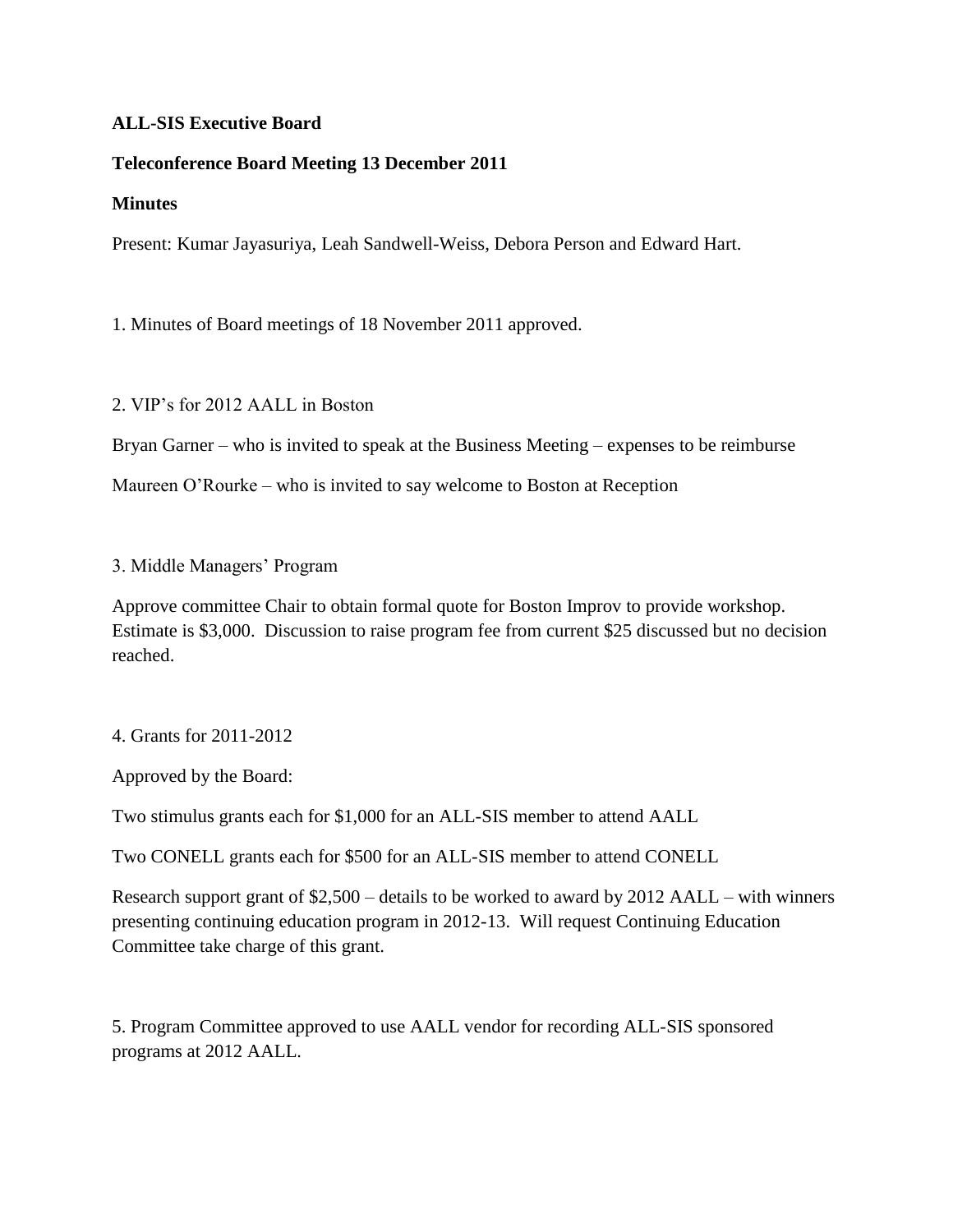**ALL-SIS Executive Board**

**Teleconference Board Meeting 13 December 2011**

**Minutes**

Present: Kumar Jayasuriya, Leah Sandwell-Weiss, Debora Person and Edward Hart.

1. Minutes of Board meetings of 18 November 2011 approved.

2. VIP's for 2012 AALL in Boston

Bryan Garner – who is invited to speak at the Business Meeting – expenses to be reimburse

Maureen O'Rourke – who is invited to say welcome to Boston at Reception

3. Middle Managers' Program

Approve committee Chair to obtain formal quote for Boston Improv to provide workshop. Estimate is $3,000. Discussion to raise program fee from current $25 discussed but no decision reached.

4. Grants for 2011-2012

Approved by the Board:

Two stimulus grants each for $1,000 for an ALL-SIS member to attend AALL

Two CONELL grants each for $500 for an ALL-SIS member to attend CONELL

Research support grant of $2,500 – details to be worked to award by 2012 AALL – with winners presenting continuing education program in 2012-13. Will request Continuing Education Committee take charge of this grant.

5. Program Committee approved to use AALL vendor for recording ALL-SIS sponsored programs at 2012 AALL.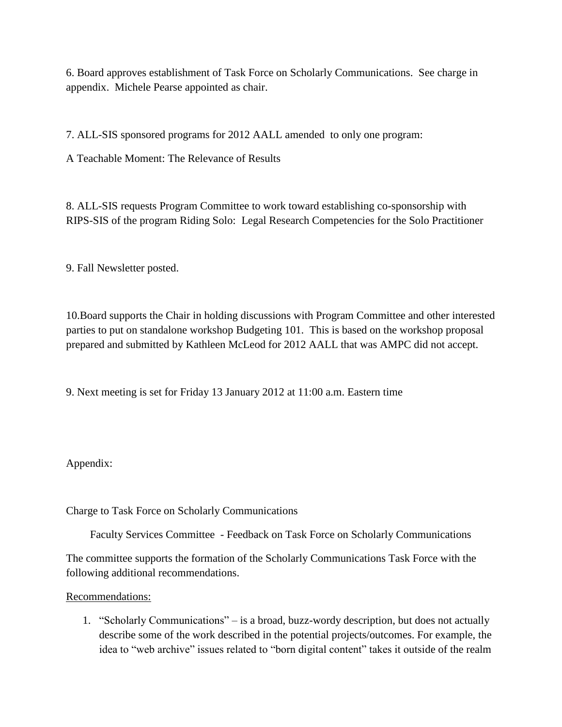6. Board approves establishment of Task Force on Scholarly Communications. See charge in appendix. Michele Pearse appointed as chair.

7. ALL-SIS sponsored programs for 2012 AALL amended to only one program:

A Teachable Moment: The Relevance of Results

8. ALL-SIS requests Program Committee to work toward establishing co-sponsorship with RIPS-SIS of the program Riding Solo: Legal Research Competencies for the Solo Practitioner

9. Fall Newsletter posted.

10.Board supports the Chair in holding discussions with Program Committee and other interested parties to put on standalone workshop Budgeting 101. This is based on the workshop proposal prepared and submitted by Kathleen McLeod for 2012 AALL that was AMPC did not accept.

9. Next meeting is set for Friday 13 January 2012 at 11:00 a.m. Eastern time

Appendix:

Charge to Task Force on Scholarly Communications

Faculty Services Committee - Feedback on Task Force on Scholarly Communications

The committee supports the formation of the Scholarly Communications Task Force with the following additional recommendations.

<u>Recommendations:</u>

1. "Scholarly Communications" – is a broad, buzz-wordy description, but does not actually describe some of the work described in the potential projects/outcomes. For example, the idea to "web archive" issues related to "born digital content" takes it outside of the realm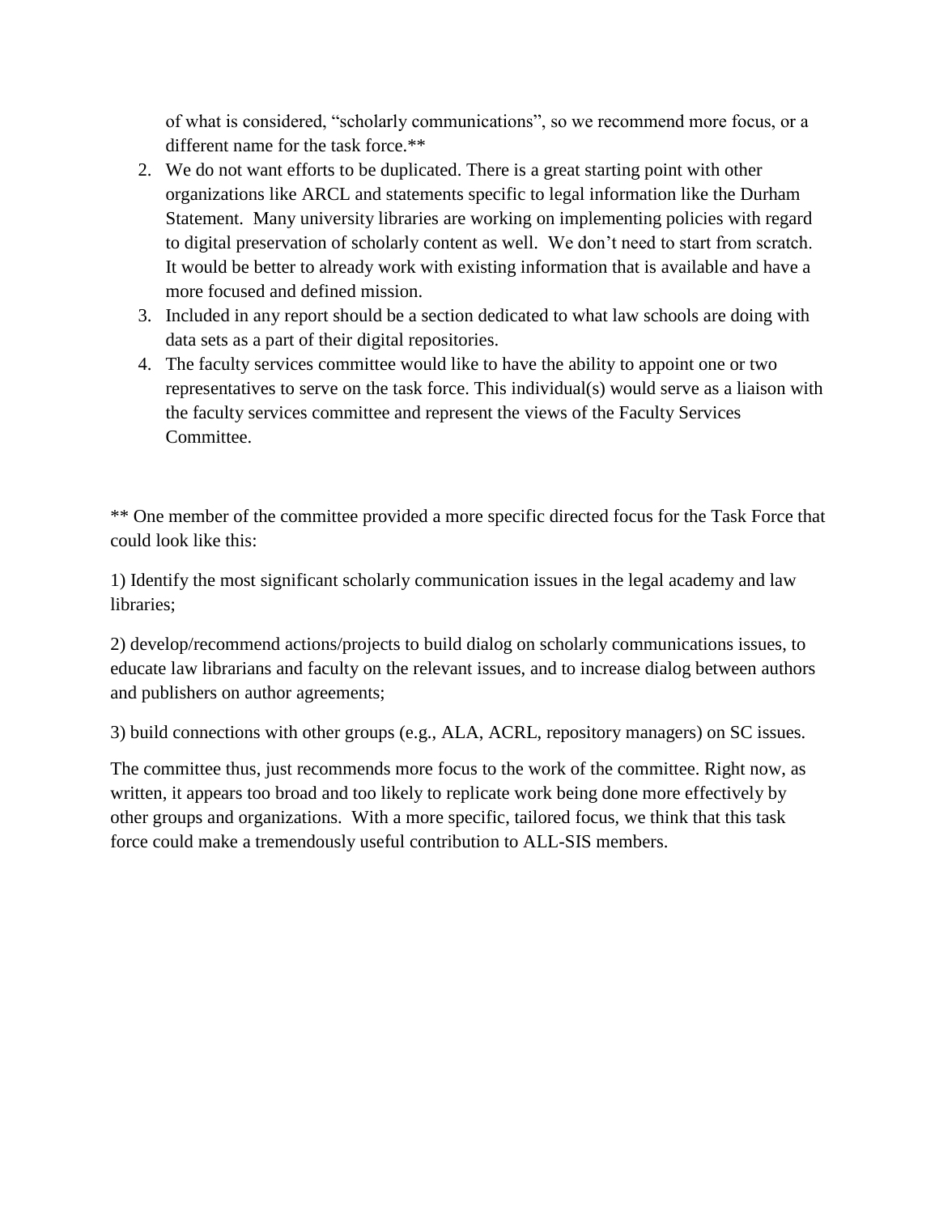of what is considered, "scholarly communications", so we recommend more focus, or a different name for the task force.**

2. We do not want efforts to be duplicated. There is a great starting point with other organizations like ARCL and statements specific to legal information like the Durham Statement. Many university libraries are working on implementing policies with regard to digital preservation of scholarly content as well. We don't need to start from scratch. It would be better to already work with existing information that is available and have a more focused and defined mission.
3. Included in any report should be a section dedicated to what law schools are doing with data sets as a part of their digital repositories.
4. The faculty services committee would like to have the ability to appoint one or two representatives to serve on the task force. This individual(s) would serve as a liaison with the faculty services committee and represent the views of the Faculty Services Committee.

** One member of the committee provided a more specific directed focus for the Task Force that could look like this:

1) Identify the most significant scholarly communication issues in the legal academy and law libraries;

2) develop/recommend actions/projects to build dialog on scholarly communications issues, to educate law librarians and faculty on the relevant issues, and to increase dialog between authors and publishers on author agreements;

3) build connections with other groups (e.g., ALA, ACRL, repository managers) on SC issues.

The committee thus, just recommends more focus to the work of the committee. Right now, as written, it appears too broad and too likely to replicate work being done more effectively by other groups and organizations. With a more specific, tailored focus, we think that this task force could make a tremendously useful contribution to ALL-SIS members.